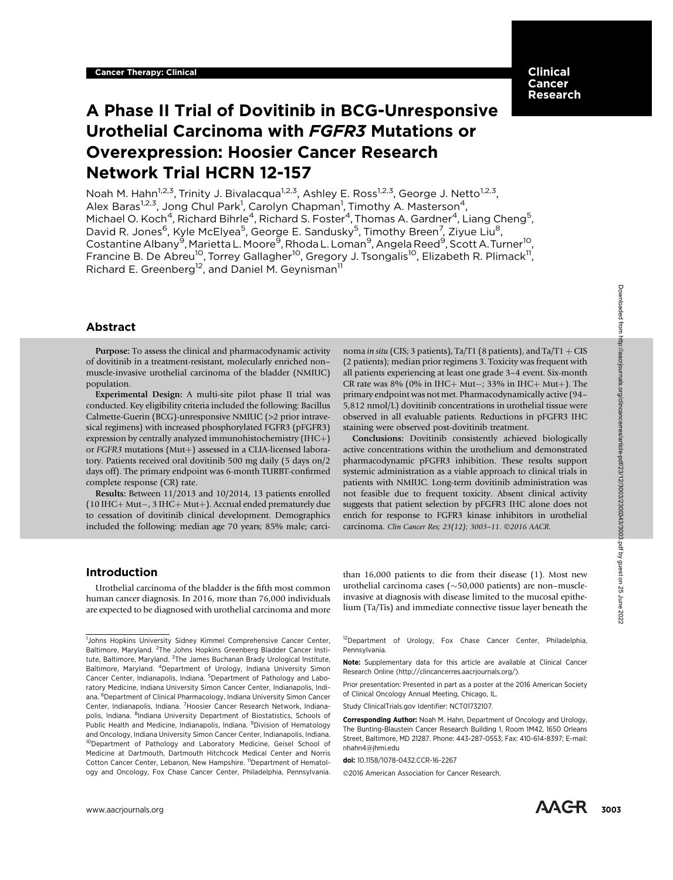Cancer Therapy: Clinical

# A Phase II Trial of Dovitinib in BCG-Unresponsive Urothelial Carcinoma with *FGFR3* Mutations or Overexpression: Hoosier Cancer Research Network Trial HCRN 12-157

Noah M. Hahn[1,2,3], Trinity J. Bivalacqua[1,2,3], Ashley E. Ross[1,2,3], George J. Netto[1,2,3], Alex Baras[1,2,3], Jong Chul Park[1], Carolyn Chapman[1], Timothy A. Masterson[4], Michael O. Koch[4], Richard Bihrle[4], Richard S. Foster[4], Thomas A. Gardner[4], Liang Cheng[5], David R. Jones[6], Kyle McElyea[5], George E. Sandusky[5], Timothy Breen[7], Ziyue Liu[8], Costantine Albany[9], Marietta L. Moore[9], Rhoda L. Loman[9], Angela Reed[9], Scott A. Turner[10], Francine B. De Abreu[10], Torrey Gallagher[10], Gregory J. Tsongalis[10], Elizabeth R. Plimack[11], Richard E. Greenberg[12], and Daniel M. Geynisman[11]

## Abstract

**Purpose:** To assess the clinical and pharmacodynamic activity of dovitinib in a treatment-resistant, molecularly enriched non–muscle-invasive urothelial carcinoma of the bladder (NMIUC) population.

**Experimental Design:** A multi-site pilot phase II trial was conducted. Key eligibility criteria included the following: Bacillus Calmette-Guerin (BCG)-unresponsive NMIUC (>2 prior intravesical regimens) with increased phosphorylated FGFR3 (pFGFR3) expression by centrally analyzed immunohistochemistry (IHC+) or *FGFR3* mutations (Mut+) assessed in a CLIA-licensed laboratory. Patients received oral dovitinib 500 mg daily (5 days on/2 days off). The primary endpoint was 6-month TURBT-confirmed complete response (CR) rate.

**Results:** Between 11/2013 and 10/2014, 13 patients enrolled (10 IHC+ Mut−, 3 IHC+ Mut+). Accrual ended prematurely due to cessation of dovitinib clinical development. Demographics included the following: median age 70 years; 85% male; carcinoma *in situ* (CIS; 3 patients), Ta/T1 (8 patients), and Ta/T1 + CIS (2 patients); median prior regimens 3. Toxicity was frequent with all patients experiencing at least one grade 3–4 event. Six-month CR rate was 8% (0% in IHC+ Mut−; 33% in IHC+ Mut+). The primary endpoint was not met. Pharmacodynamically active (94–5,812 nmol/L) dovitinib concentrations in urothelial tissue were observed in all evaluable patients. Reductions in pFGFR3 IHC staining were observed post-dovitinib treatment.

**Conclusions:** Dovitinib consistently achieved biologically active concentrations within the urothelium and demonstrated pharmacodynamic pFGFR3 inhibition. These results support systemic administration as a viable approach to clinical trials in patients with NMIUC. Long-term dovitinib administration was not feasible due to frequent toxicity. Absent clinical activity suggests that patient selection by pFGFR3 IHC alone does not enrich for response to FGFR3 kinase inhibitors in urothelial carcinoma. *Clin Cancer Res; 23(12); 3003–11. ©2016 AACR.*

## Introduction

Urothelial carcinoma of the bladder is the fifth most common human cancer diagnosis. In 2016, more than 76,000 individuals are expected to be diagnosed with urothelial carcinoma and more than 16,000 patients to die from their disease (1). Most new urothelial carcinoma cases (~50,000 patients) are non–muscle-invasive at diagnosis with disease limited to the mucosal epithelium (Ta/Tis) and immediate connective tissue layer beneath the

---

[1]Johns Hopkins University Sidney Kimmel Comprehensive Cancer Center, Baltimore, Maryland. [2]The Johns Hopkins Greenberg Bladder Cancer Institute, Baltimore, Maryland. [3]The James Buchanan Brady Urological Institute, Baltimore, Maryland. [4]Department of Urology, Indiana University Simon Cancer Center, Indianapolis, Indiana. [5]Department of Pathology and Laboratory Medicine, Indiana University Simon Cancer Center, Indianapolis, Indiana. [6]Department of Clinical Pharmacology, Indiana University Simon Cancer Center, Indianapolis, Indiana. [7]Hoosier Cancer Research Network, Indianapolis, Indiana. [8]Indiana University Department of Biostatistics, Schools of Public Health and Medicine, Indianapolis, Indiana. [9]Division of Hematology and Oncology, Indiana University Simon Cancer Center, Indianapolis, Indiana. [10]Department of Pathology and Laboratory Medicine, Geisel School of Medicine at Dartmouth, Dartmouth Hitchcock Medical Center and Norris Cotton Cancer Center, Lebanon, New Hampshire. [11]Department of Hematology and Oncology, Fox Chase Cancer Center, Philadelphia, Pennsylvania. [12]Department of Urology, Fox Chase Cancer Center, Philadelphia, Pennsylvania.

**Note:** Supplementary data for this article are available at Clinical Cancer Research Online (http://clincancerres.aacrjournals.org/).

Prior presentation: Presented in part as a poster at the 2016 American Society of Clinical Oncology Annual Meeting, Chicago, IL.

Study ClinicalTrials.gov Identifier: NCT01732107.

**Corresponding Author:** Noah M. Hahn, Department of Oncology and Urology, The Bunting-Blaustein Cancer Research Building 1, Room 1M42, 1650 Orleans Street, Baltimore, MD 21287. Phone: 443-287-0553; Fax: 410-614-8397; E-mail: nhahn4@jhmi.edu

**doi:** 10.1158/1078-0432.CCR-16-2267

©2016 American Association for Cancer Research.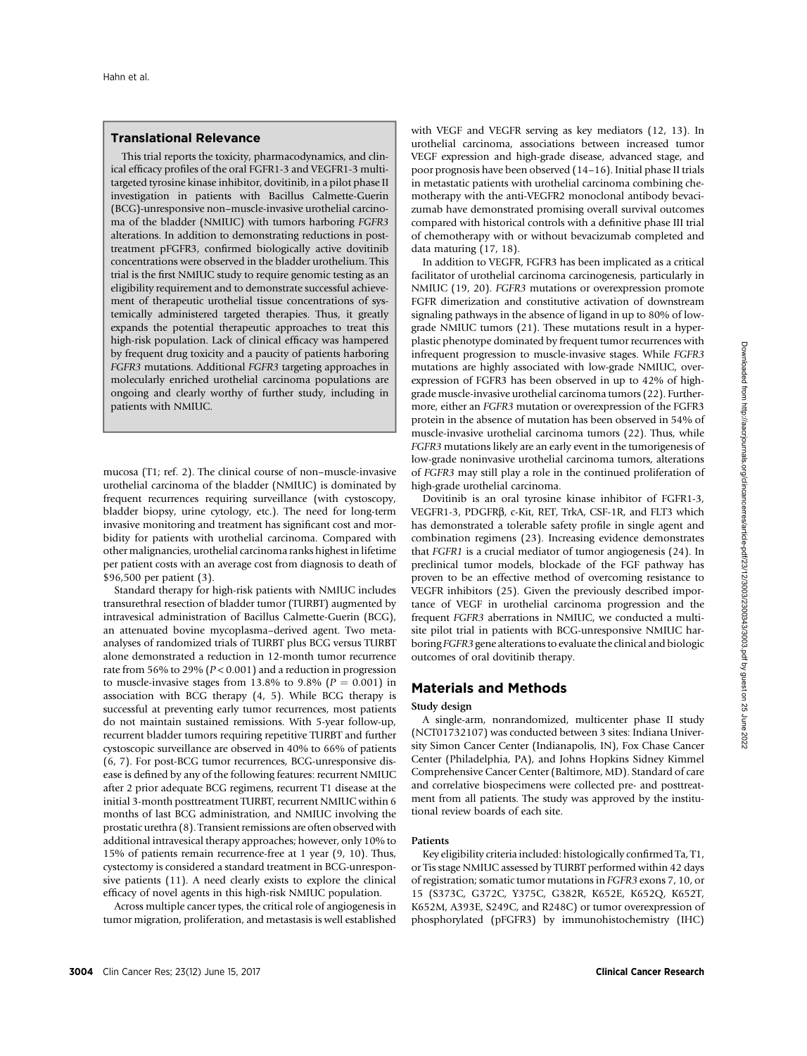### Translational Relevance

This trial reports the toxicity, pharmacodynamics, and clinical efficacy profiles of the oral FGFR1-3 and VEGFR1-3 multitargeted tyrosine kinase inhibitor, dovitinib, in a pilot phase II investigation in patients with Bacillus Calmette-Guerin (BCG)-unresponsive non–muscle-invasive urothelial carcinoma of the bladder (NMIUC) with tumors harboring *FGFR3* alterations. In addition to demonstrating reductions in post-treatment pFGFR3, confirmed biologically active dovitinib concentrations were observed in the bladder urothelium. This trial is the first NMIUC study to require genomic testing as an eligibility requirement and to demonstrate successful achievement of therapeutic urothelial tissue concentrations of systemically administered targeted therapies. Thus, it greatly expands the potential therapeutic approaches to treat this high-risk population. Lack of clinical efficacy was hampered by frequent drug toxicity and a paucity of patients harboring *FGFR3* mutations. Additional *FGFR3* targeting approaches in molecularly enriched urothelial carcinoma populations are ongoing and clearly worthy of further study, including in patients with NMIUC.

mucosa (T1; ref. 2). The clinical course of non–muscle-invasive urothelial carcinoma of the bladder (NMIUC) is dominated by frequent recurrences requiring surveillance (with cystoscopy, bladder biopsy, urine cytology, etc.). The need for long-term invasive monitoring and treatment has significant cost and morbidity for patients with urothelial carcinoma. Compared with other malignancies, urothelial carcinoma ranks highest in lifetime per patient costs with an average cost from diagnosis to death of $96,500 per patient (3).

Standard therapy for high-risk patients with NMIUC includes transurethral resection of bladder tumor (TURBT) augmented by intravesical administration of Bacillus Calmette-Guerin (BCG), an attenuated bovine mycoplasma–derived agent. Two meta-analyses of randomized trials of TURBT plus BCG versus TURBT alone demonstrated a reduction in 12-month tumor recurrence rate from 56% to 29% ($P < 0.001$) and a reduction in progression to muscle-invasive stages from 13.8% to 9.8% ($P = 0.001$) in association with BCG therapy (4, 5). While BCG therapy is successful at preventing early tumor recurrences, most patients do not maintain sustained remissions. With 5-year follow-up, recurrent bladder tumors requiring repetitive TURBT and further cystoscopic surveillance are observed in 40% to 66% of patients (6, 7). For post-BCG tumor recurrences, BCG-unresponsive disease is defined by any of the following features: recurrent NMIUC after 2 prior adequate BCG regimens, recurrent T1 disease at the initial 3-month posttreatment TURBT, recurrent NMIUC within 6 months of last BCG administration, and NMIUC involving the prostatic urethra (8). Transient remissions are often observed with additional intravesical therapy approaches; however, only 10% to 15% of patients remain recurrence-free at 1 year (9, 10). Thus, cystectomy is considered a standard treatment in BCG-unresponsive patients (11). A need clearly exists to explore the clinical efficacy of novel agents in this high-risk NMIUC population.

Across multiple cancer types, the critical role of angiogenesis in tumor migration, proliferation, and metastasis is well established with VEGF and VEGFR serving as key mediators (12, 13). In urothelial carcinoma, associations between increased tumor VEGF expression and high-grade disease, advanced stage, and poor prognosis have been observed (14–16). Initial phase II trials in metastatic patients with urothelial carcinoma combining chemotherapy with the anti-VEGFR2 monoclonal antibody bevacizumab have demonstrated promising overall survival outcomes compared with historical controls with a definitive phase III trial of chemotherapy with or without bevacizumab completed and data maturing (17, 18).

In addition to VEGFR, FGFR3 has been implicated as a critical facilitator of urothelial carcinoma carcinogenesis, particularly in NMIUC (19, 20). *FGFR3* mutations or overexpression promote FGFR dimerization and constitutive activation of downstream signaling pathways in the absence of ligand in up to 80% of low-grade NMIUC tumors (21). These mutations result in a hyperplastic phenotype dominated by frequent tumor recurrences with infrequent progression to muscle-invasive stages. While *FGFR3* mutations are highly associated with low-grade NMIUC, overexpression of FGFR3 has been observed in up to 42% of high-grade muscle-invasive urothelial carcinoma tumors (22). Furthermore, either an *FGFR3* mutation or overexpression of the FGFR3 protein in the absence of mutation has been observed in 54% of muscle-invasive urothelial carcinoma tumors (22). Thus, while *FGFR3* mutations likely are an early event in the tumorigenesis of low-grade noninvasive urothelial carcinoma tumors, alterations of *FGFR3* may still play a role in the continued proliferation of high-grade urothelial carcinoma.

Dovitinib is an oral tyrosine kinase inhibitor of FGFR1-3, VEGFR1-3, PDGFRβ, c-Kit, RET, TrkA, CSF-1R, and FLT3 which has demonstrated a tolerable safety profile in single agent and combination regimens (23). Increasing evidence demonstrates that *FGFR1* is a crucial mediator of tumor angiogenesis (24). In preclinical tumor models, blockade of the FGF pathway has proven to be an effective method of overcoming resistance to VEGFR inhibitors (25). Given the previously described importance of VEGF in urothelial carcinoma progression and the frequent *FGFR3* aberrations in NMIUC, we conducted a multisite pilot trial in patients with BCG-unresponsive NMIUC harboring *FGFR3* gene alterations to evaluate the clinical and biologic outcomes of oral dovitinib therapy.

## Materials and Methods

### Study design

A single-arm, nonrandomized, multicenter phase II study (NCT01732107) was conducted between 3 sites: Indiana University Simon Cancer Center (Indianapolis, IN), Fox Chase Cancer Center (Philadelphia, PA), and Johns Hopkins Sidney Kimmel Comprehensive Cancer Center (Baltimore, MD). Standard of care and correlative biospecimens were collected pre- and posttreatment from all patients. The study was approved by the institutional review boards of each site.

### Patients

Key eligibility criteria included: histologically confirmed Ta, T1, or Tis stage NMIUC assessed by TURBT performed within 42 days of registration; somatic tumor mutations in *FGFR3* exons 7, 10, or 15 (S373C, G372C, Y375C, G382R, K652E, K652Q, K652T, K652M, A393E, S249C, and R248C) or tumor overexpression of phosphorylated (pFGFR3) by immunohistochemistry (IHC)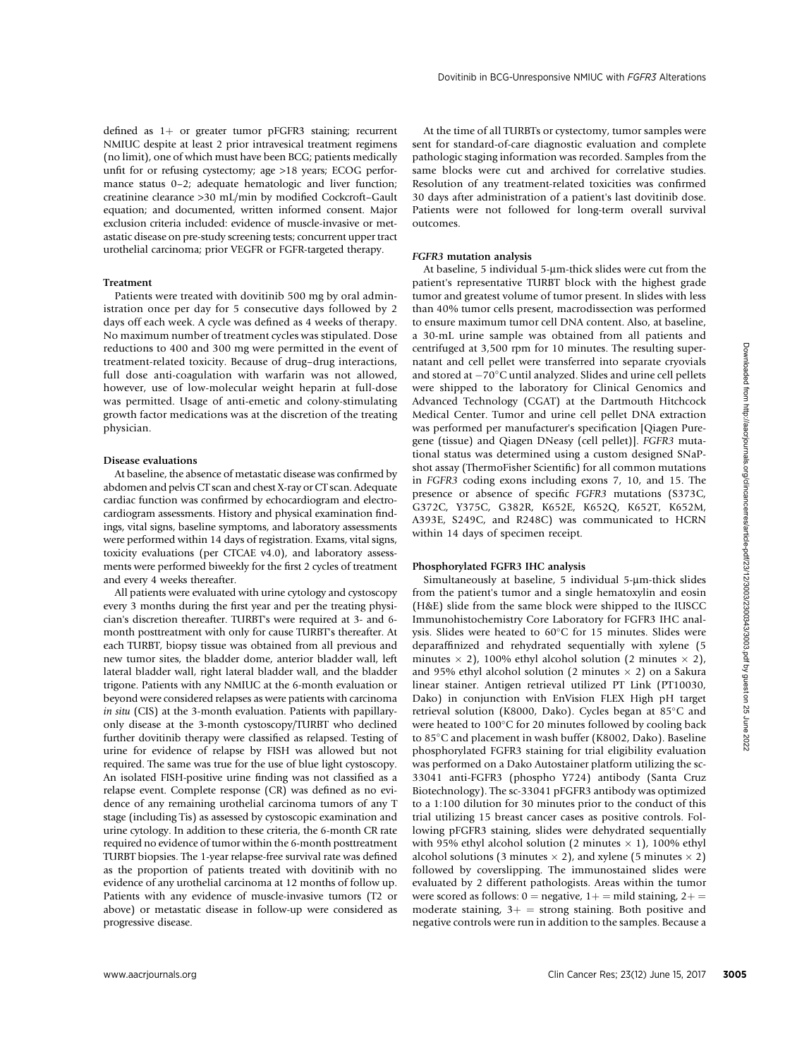defined as 1+ or greater tumor pFGFR3 staining; recurrent NMIUC despite at least 2 prior intravesical treatment regimens (no limit), one of which must have been BCG; patients medically unfit for or refusing cystectomy; age >18 years; ECOG performance status 0–2; adequate hematologic and liver function; creatinine clearance >30 mL/min by modified Cockcroft–Gault equation; and documented, written informed consent. Major exclusion criteria included: evidence of muscle-invasive or metastatic disease on pre-study screening tests; concurrent upper tract urothelial carcinoma; prior VEGFR or FGFR-targeted therapy.

### Treatment

Patients were treated with dovitinib 500 mg by oral administration once per day for 5 consecutive days followed by 2 days off each week. A cycle was defined as 4 weeks of therapy. No maximum number of treatment cycles was stipulated. Dose reductions to 400 and 300 mg were permitted in the event of treatment-related toxicity. Because of drug–drug interactions, full dose anti-coagulation with warfarin was not allowed, however, use of low-molecular weight heparin at full-dose was permitted. Usage of anti-emetic and colony-stimulating growth factor medications was at the discretion of the treating physician.

### Disease evaluations

At baseline, the absence of metastatic disease was confirmed by abdomen and pelvis CT scan and chest X-ray or CT scan. Adequate cardiac function was confirmed by echocardiogram and electrocardiogram assessments. History and physical examination findings, vital signs, baseline symptoms, and laboratory assessments were performed within 14 days of registration. Exams, vital signs, toxicity evaluations (per CTCAE v4.0), and laboratory assessments were performed biweekly for the first 2 cycles of treatment and every 4 weeks thereafter.

All patients were evaluated with urine cytology and cystoscopy every 3 months during the first year and per the treating physician's discretion thereafter. TURBT's were required at 3- and 6-month posttreatment with only for cause TURBT's thereafter. At each TURBT, biopsy tissue was obtained from all previous and new tumor sites, the bladder dome, anterior bladder wall, left lateral bladder wall, right lateral bladder wall, and the bladder trigone. Patients with any NMIUC at the 6-month evaluation or beyond were considered relapses as were patients with carcinoma *in situ* (CIS) at the 3-month evaluation. Patients with papillary-only disease at the 3-month cystoscopy/TURBT who declined further dovitinib therapy were classified as relapsed. Testing of urine for evidence of relapse by FISH was allowed but not required. The same was true for the use of blue light cystoscopy. An isolated FISH-positive urine finding was not classified as a relapse event. Complete response (CR) was defined as no evidence of any remaining urothelial carcinoma tumors of any T stage (including Tis) as assessed by cystoscopic examination and urine cytology. In addition to these criteria, the 6-month CR rate required no evidence of tumor within the 6-month posttreatment TURBT biopsies. The 1-year relapse-free survival rate was defined as the proportion of patients treated with dovitinib with no evidence of any urothelial carcinoma at 12 months of follow up. Patients with any evidence of muscle-invasive tumors (T2 or above) or metastatic disease in follow-up were considered as progressive disease.

At the time of all TURBTs or cystectomy, tumor samples were sent for standard-of-care diagnostic evaluation and complete pathologic staging information was recorded. Samples from the same blocks were cut and archived for correlative studies. Resolution of any treatment-related toxicities was confirmed 30 days after administration of a patient's last dovitinib dose. Patients were not followed for long-term overall survival outcomes.

### *FGFR3* mutation analysis

At baseline, 5 individual 5-μm-thick slides were cut from the patient's representative TURBT block with the highest grade tumor and greatest volume of tumor present. In slides with less than 40% tumor cells present, macrodissection was performed to ensure maximum tumor cell DNA content. Also, at baseline, a 30-mL urine sample was obtained from all patients and centrifuged at 3,500 rpm for 10 minutes. The resulting supernatant and cell pellet were transferred into separate cryovials and stored at −70°C until analyzed. Slides and urine cell pellets were shipped to the laboratory for Clinical Genomics and Advanced Technology (CGAT) at the Dartmouth Hitchcock Medical Center. Tumor and urine cell pellet DNA extraction was performed per manufacturer's specification [Qiagen Puregene (tissue) and Qiagen DNeasy (cell pellet)]. *FGFR3* mutational status was determined using a custom designed SNaPshot assay (ThermoFisher Scientific) for all common mutations in *FGFR3* coding exons including exons 7, 10, and 15. The presence or absence of specific *FGFR3* mutations (S373C, G372C, Y375C, G382R, K652E, K652Q, K652T, K652M, A393E, S249C, and R248C) was communicated to HCRN within 14 days of specimen receipt.

### Phosphorylated FGFR3 IHC analysis

Simultaneously at baseline, 5 individual 5-μm-thick slides from the patient's tumor and a single hematoxylin and eosin (H&E) slide from the same block were shipped to the IUSCC Immunohistochemistry Core Laboratory for FGFR3 IHC analysis. Slides were heated to 60°C for 15 minutes. Slides were deparaffinized and rehydrated sequentially with xylene (5 minutes × 2), 100% ethyl alcohol solution (2 minutes × 2), and 95% ethyl alcohol solution (2 minutes × 2) on a Sakura linear stainer. Antigen retrieval utilized PT Link (PT10030, Dako) in conjunction with EnVision FLEX High pH target retrieval solution (K8000, Dako). Cycles began at 85°C and were heated to 100°C for 20 minutes followed by cooling back to 85°C and placement in wash buffer (K8002, Dako). Baseline phosphorylated FGFR3 staining for trial eligibility evaluation was performed on a Dako Autostainer platform utilizing the sc-33041 anti-FGFR3 (phospho Y724) antibody (Santa Cruz Biotechnology). The sc-33041 pFGFR3 antibody was optimized to a 1:100 dilution for 30 minutes prior to the conduct of this trial utilizing 15 breast cancer cases as positive controls. Following pFGFR3 staining, slides were dehydrated sequentially with 95% ethyl alcohol solution (2 minutes × 1), 100% ethyl alcohol solutions (3 minutes × 2), and xylene (5 minutes × 2) followed by coverslipping. The immunostained slides were evaluated by 2 different pathologists. Areas within the tumor were scored as follows: 0 = negative, 1+ = mild staining, 2+ = moderate staining, 3+ = strong staining. Both positive and negative controls were run in addition to the samples. Because a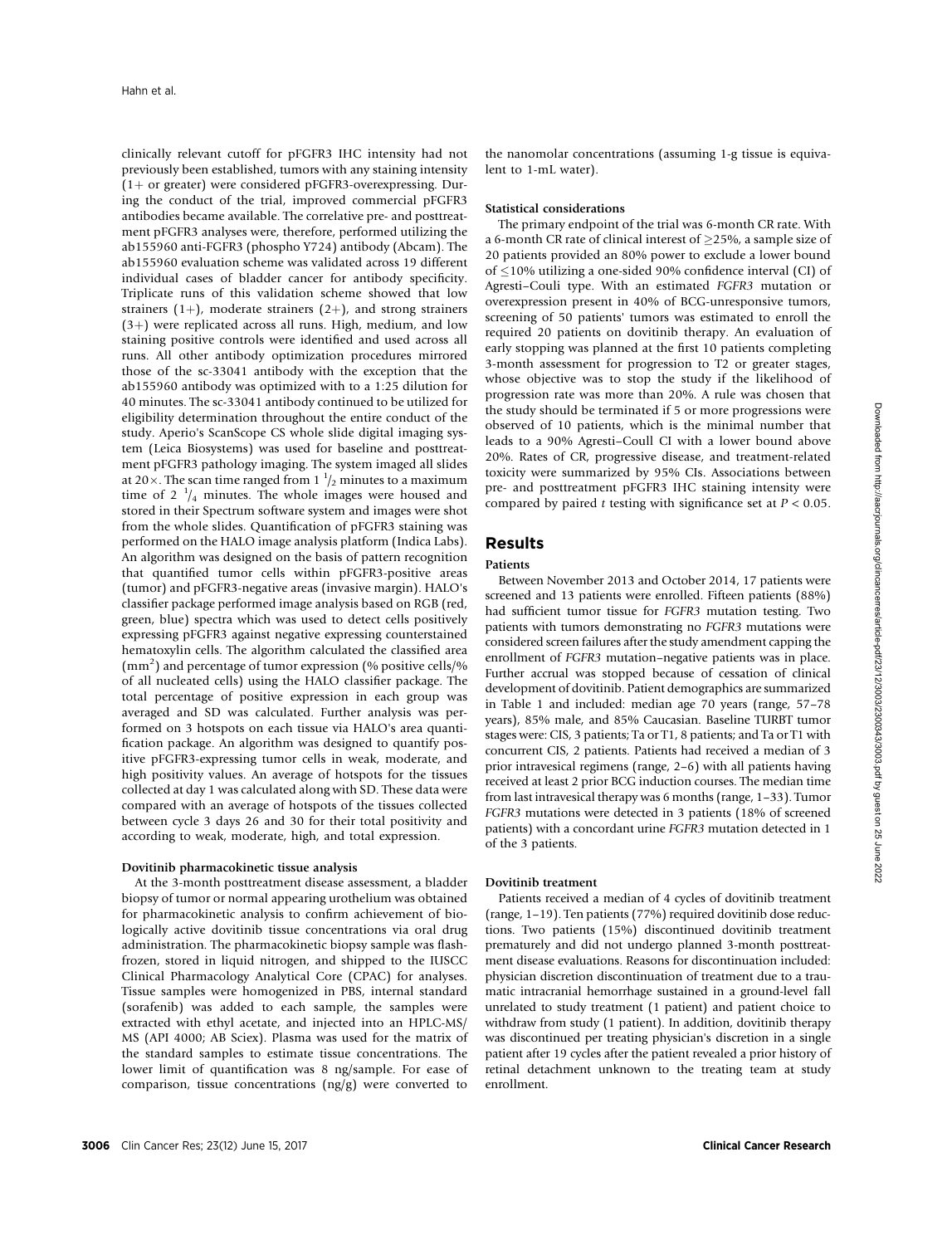clinically relevant cutoff for pFGFR3 IHC intensity had not previously been established, tumors with any staining intensity (1+ or greater) were considered pFGFR3-overexpressing. During the conduct of the trial, improved commercial pFGFR3 antibodies became available. The correlative pre- and posttreatment pFGFR3 analyses were, therefore, performed utilizing the ab155960 anti-FGFR3 (phospho Y724) antibody (Abcam). The ab155960 evaluation scheme was validated across 19 different individual cases of bladder cancer for antibody specificity. Triplicate runs of this validation scheme showed that low strainers (1+), moderate strainers (2+), and strong strainers (3+) were replicated across all runs. High, medium, and low staining positive controls were identified and used across all runs. All other antibody optimization procedures mirrored those of the sc-33041 antibody with the exception that the ab155960 antibody was optimized with to a 1:25 dilution for 40 minutes. The sc-33041 antibody continued to be utilized for eligibility determination throughout the entire conduct of the study. Aperio's ScanScope CS whole slide digital imaging system (Leica Biosystems) was used for baseline and posttreatment pFGFR3 pathology imaging. The system imaged all slides at 20×. The scan time ranged from 1 $^{1}/_{2}$ minutes to a maximum time of 2 $^{1}/_{4}$ minutes. The whole images were housed and stored in their Spectrum software system and images were shot from the whole slides. Quantification of pFGFR3 staining was performed on the HALO image analysis platform (Indica Labs). An algorithm was designed on the basis of pattern recognition that quantified tumor cells within pFGFR3-positive areas (tumor) and pFGFR3-negative areas (invasive margin). HALO's classifier package performed image analysis based on RGB (red, green, blue) spectra which was used to detect cells positively expressing pFGFR3 against negative expressing counterstained hematoxylin cells. The algorithm calculated the classified area ($mm^2$) and percentage of tumor expression (% positive cells/% of all nucleated cells) using the HALO classifier package. The total percentage of positive expression in each group was averaged and SD was calculated. Further analysis was performed on 3 hotspots on each tissue via HALO's area quantification package. An algorithm was designed to quantify positive pFGFR3-expressing tumor cells in weak, moderate, and high positivity values. An average of hotspots for the tissues collected at day 1 was calculated along with SD. These data were compared with an average of hotspots of the tissues collected between cycle 3 days 26 and 30 for their total positivity and according to weak, moderate, high, and total expression.

### Dovitinib pharmacokinetic tissue analysis

At the 3-month posttreatment disease assessment, a bladder biopsy of tumor or normal appearing urothelium was obtained for pharmacokinetic analysis to confirm achievement of biologically active dovitinib tissue concentrations via oral drug administration. The pharmacokinetic biopsy sample was flash-frozen, stored in liquid nitrogen, and shipped to the IUSCC Clinical Pharmacology Analytical Core (CPAC) for analyses. Tissue samples were homogenized in PBS, internal standard (sorafenib) was added to each sample, the samples were extracted with ethyl acetate, and injected into an HPLC-MS/MS (API 4000; AB Sciex). Plasma was used for the matrix of the standard samples to estimate tissue concentrations. The lower limit of quantification was 8 ng/sample. For ease of comparison, tissue concentrations (ng/g) were converted to the nanomolar concentrations (assuming 1-g tissue is equivalent to 1-mL water).

### Statistical considerations

The primary endpoint of the trial was 6-month CR rate. With a 6-month CR rate of clinical interest of ≥25%, a sample size of 20 patients provided an 80% power to exclude a lower bound of ≤10% utilizing a one-sided 90% confidence interval (CI) of Agresti–Couli type. With an estimated *FGFR3* mutation or overexpression present in 40% of BCG-unresponsive tumors, screening of 50 patients' tumors was estimated to enroll the required 20 patients on dovitinib therapy. An evaluation of early stopping was planned at the first 10 patients completing 3-month assessment for progression to T2 or greater stages, whose objective was to stop the study if the likelihood of progression rate was more than 20%. A rule was chosen that the study should be terminated if 5 or more progressions were observed of 10 patients, which is the minimal number that leads to a 90% Agresti–Coull CI with a lower bound above 20%. Rates of CR, progressive disease, and treatment-related toxicity were summarized by 95% CIs. Associations between pre- and posttreatment pFGFR3 IHC staining intensity were compared by paired *t* testing with significance set at $P < 0.05$.

## Results

### Patients

Between November 2013 and October 2014, 17 patients were screened and 13 patients were enrolled. Fifteen patients (88%) had sufficient tumor tissue for *FGFR3* mutation testing. Two patients with tumors demonstrating no *FGFR3* mutations were considered screen failures after the study amendment capping the enrollment of *FGFR3* mutation–negative patients was in place. Further accrual was stopped because of cessation of clinical development of dovitinib. Patient demographics are summarized in Table 1 and included: median age 70 years (range, 57–78 years), 85% male, and 85% Caucasian. Baseline TURBT tumor stages were: CIS, 3 patients; Ta or T1, 8 patients; and Ta or T1 with concurrent CIS, 2 patients. Patients had received a median of 3 prior intravesical regimens (range, 2–6) with all patients having received at least 2 prior BCG induction courses. The median time from last intravesical therapy was 6 months (range, 1–33). Tumor *FGFR3* mutations were detected in 3 patients (18% of screened patients) with a concordant urine *FGFR3* mutation detected in 1 of the 3 patients.

### Dovitinib treatment

Patients received a median of 4 cycles of dovitinib treatment (range, 1–19). Ten patients (77%) required dovitinib dose reductions. Two patients (15%) discontinued dovitinib treatment prematurely and did not undergo planned 3-month posttreatment disease evaluations. Reasons for discontinuation included: physician discretion discontinuation of treatment due to a traumatic intracranial hemorrhage sustained in a ground-level fall unrelated to study treatment (1 patient) and patient choice to withdraw from study (1 patient). In addition, dovitinib therapy was discontinued per treating physician's discretion in a single patient after 19 cycles after the patient revealed a prior history of retinal detachment unknown to the treating team at study enrollment.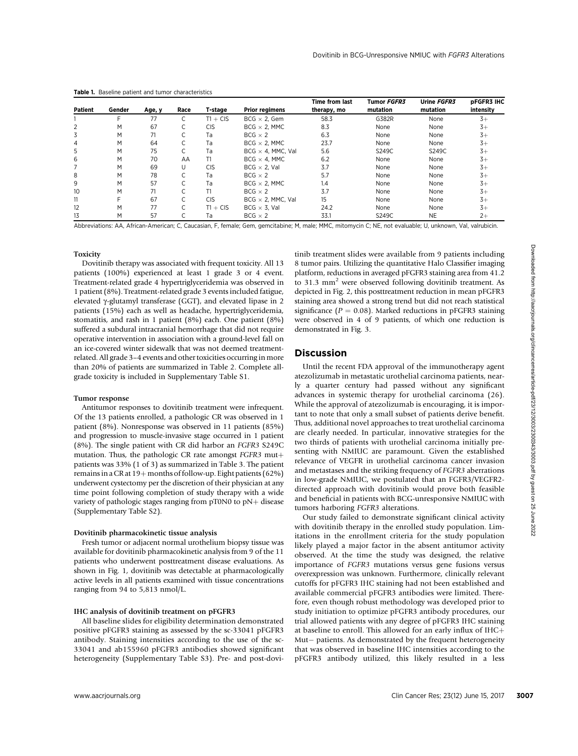**Table 1.** Baseline patient and tumor characteristics

| Patient | Gender | Age, y | Race | T-stage | Prior regimens | Time from last therapy, mo | Tumor *FGFR3* mutation | Urine *FGFR3* mutation | pFGFR3 IHC intensity |
|---|---|---|---|---|---|---|---|---|---|
| 1 | F | 77 | C | T1 + CIS | BCG × 2, Gem | 58.3 | G382R | None | 3+ |
| 2 | M | 67 | C | CIS | BCG × 2, MMC | 8.3 | None | None | 3+ |
| 3 | M | 71 | C | Ta | BCG × 2 | 6.3 | None | None | 3+ |
| 4 | M | 64 | C | Ta | BCG × 2, MMC | 23.7 | None | None | 3+ |
| 5 | M | 75 | C | Ta | BCG × 4, MMC, Val | 5.6 | S249C | S249C | 3+ |
| 6 | M | 70 | AA | T1 | BCG × 4, MMC | 6.2 | None | None | 3+ |
| 7 | M | 69 | U | CIS | BCG × 2, Val | 3.7 | None | None | 3+ |
| 8 | M | 78 | C | Ta | BCG × 2 | 5.7 | None | None | 3+ |
| 9 | M | 57 | C | Ta | BCG × 2, MMC | 1.4 | None | None | 3+ |
| 10 | M | 71 | C | T1 | BCG × 2 | 3.7 | None | None | 3+ |
| 11 | F | 67 | C | CIS | BCG × 2, MMC, Val | 15 | None | None | 3+ |
| 12 | M | 77 | C | T1 + CIS | BCG × 3, Val | 24.2 | None | None | 3+ |
| 13 | M | 57 | C | Ta | BCG × 2 | 33.1 | S249C | NE | 2+ |

Abbreviations: AA, African-American; C, Caucasian, F, female; Gem, gemcitabine; M, male; MMC, mitomycin C; NE, not evaluable; U, unknown, Val, valrubicin.

#### Toxicity

Dovitinib therapy was associated with frequent toxicity. All 13 patients (100%) experienced at least 1 grade 3 or 4 event. Treatment-related grade 4 hypertriglyceridemia was observed in 1 patient (8%). Treatment-related grade 3 events included fatigue, elevated γ-glutamyl transferase (GGT), and elevated lipase in 2 patients (15%) each as well as headache, hypertriglyceridemia, stomatitis, and rash in 1 patient (8%) each. One patient (8%) suffered a subdural intracranial hemorrhage that did not require operative intervention in association with a ground-level fall on an ice-covered winter sidewalk that was not deemed treatment-related. All grade 3–4 events and other toxicities occurring in more than 20% of patients are summarized in Table 2. Complete all-grade toxicity is included in Supplementary Table S1.

#### Tumor response

Antitumor responses to dovitinib treatment were infrequent. Of the 13 patients enrolled, a pathologic CR was observed in 1 patient (8%). Nonresponse was observed in 11 patients (85%) and progression to muscle-invasive stage occurred in 1 patient (8%). The single patient with CR did harbor an *FGFR3* S249C mutation. Thus, the pathologic CR rate amongst *FGFR3* mut+ patients was 33% (1 of 3) as summarized in Table 3. The patient remains in a CR at 19+ months of follow-up. Eight patients (62%) underwent cystectomy per the discretion of their physician at any time point following completion of study therapy with a wide variety of pathologic stages ranging from pT0N0 to pN+ disease (Supplementary Table S2).

#### Dovitinib pharmacokinetic tissue analysis

Fresh tumor or adjacent normal urothelium biopsy tissue was available for dovitinib pharmacokinetic analysis from 9 of the 11 patients who underwent posttreatment disease evaluations. As shown in Fig. 1, dovitinib was detectable at pharmacologically active levels in all patients examined with tissue concentrations ranging from 94 to 5,813 nmol/L.

#### IHC analysis of dovitinib treatment on pFGFR3

All baseline slides for eligibility determination demonstrated positive pFGFR3 staining as assessed by the sc-33041 pFGFR3 antibody. Staining intensities according to the use of the sc-33041 and ab155960 pFGFR3 antibodies showed significant heterogeneity (Supplementary Table S3). Pre- and post-dovitinib treatment slides were available from 9 patients including 8 tumor pairs. Utilizing the quantitative Halo Classifier imaging platform, reductions in averaged pFGFR3 staining area from 41.2 to 31.3 mm$^2$ were observed following dovitinib treatment. As depicted in Fig. 2, this posttreatment reduction in mean pFGFR3 staining area showed a strong trend but did not reach statistical significance ($P = 0.08$). Marked reductions in pFGFR3 staining were observed in 4 of 9 patients, of which one reduction is demonstrated in Fig. 3.

## Discussion

Until the recent FDA approval of the immunotherapy agent atezolizumab in metastatic urothelial carcinoma patients, nearly a quarter century had passed without any significant advances in systemic therapy for urothelial carcinoma (26). While the approval of atezolizumab is encouraging, it is important to note that only a small subset of patients derive benefit. Thus, additional novel approaches to treat urothelial carcinoma are clearly needed. In particular, innovative strategies for the two thirds of patients with urothelial carcinoma initially presenting with NMIUC are paramount. Given the established relevance of VEGFR in urothelial carcinoma cancer invasion and metastases and the striking frequency of *FGFR3* aberrations in low-grade NMIUC, we postulated that an FGFR3/VEGFR2-directed approach with dovitinib would prove both feasible and beneficial in patients with BCG-unresponsive NMIUC with tumors harboring *FGFR3* alterations.

Our study failed to demonstrate significant clinical activity with dovitinib therapy in the enrolled study population. Limitations in the enrollment criteria for the study population likely played a major factor in the absent antitumor activity observed. At the time the study was designed, the relative importance of *FGFR3* mutations versus gene fusions versus overexpression was unknown. Furthermore, clinically relevant cutoffs for pFGFR3 IHC staining had not been established and available commercial pFGFR3 antibodies were limited. Therefore, even though robust methodology was developed prior to study initiation to optimize pFGFR3 antibody procedures, our trial allowed patients with any degree of pFGFR3 IHC staining at baseline to enroll. This allowed for an early influx of IHC+ Mut− patients. As demonstrated by the frequent heterogeneity that was observed in baseline IHC intensities according to the pFGFR3 antibody utilized, this likely resulted in a less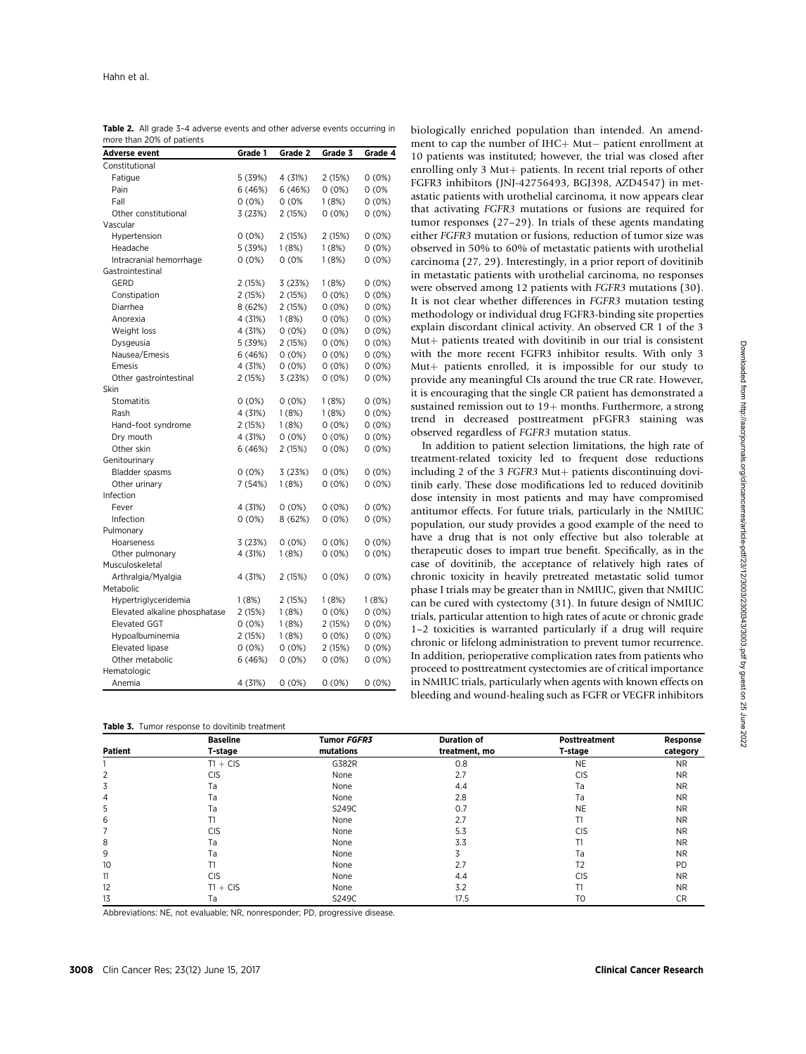**Table 2.** All grade 3–4 adverse events and other adverse events occurring in more than 20% of patients

| Adverse event | Grade 1 | Grade 2 | Grade 3 | Grade 4 |
|---|---|---|---|---|
| Constitutional | | | | |
| Fatigue | 5 (39%) | 4 (31%) | 2 (15%) | 0 (0%) |
| Pain | 6 (46%) | 6 (46%) | 0 (0%) | 0 (0% |
| Fall | 0 (0%) | 0 (0% | 1 (8%) | 0 (0%) |
| Other constitutional | 3 (23%) | 2 (15%) | 0 (0%) | 0 (0%) |
| Vascular | | | | |
| Hypertension | 0 (0%) | 2 (15%) | 2 (15%) | 0 (0%) |
| Headache | 5 (39%) | 1 (8%) | 1 (8%) | 0 (0%) |
| Intracranial hemorrhage | 0 (0%) | 0 (0% | 1 (8%) | 0 (0%) |
| Gastrointestinal | | | | |
| GERD | 2 (15%) | 3 (23%) | 1 (8%) | 0 (0%) |
| Constipation | 2 (15%) | 2 (15%) | 0 (0%) | 0 (0%) |
| Diarrhea | 8 (62%) | 2 (15%) | 0 (0%) | 0 (0%) |
| Anorexia | 4 (31%) | 1 (8%) | 0 (0%) | 0 (0%) |
| Weight loss | 4 (31%) | 0 (0%) | 0 (0%) | 0 (0%) |
| Dysgeusia | 5 (39%) | 2 (15%) | 0 (0%) | 0 (0%) |
| Nausea/Emesis | 6 (46%) | 0 (0%) | 0 (0%) | 0 (0%) |
| Emesis | 4 (31%) | 0 (0%) | 0 (0%) | 0 (0%) |
| Other gastrointestinal | 2 (15%) | 3 (23%) | 0 (0%) | 0 (0%) |
| Skin | | | | |
| Stomatitis | 0 (0%) | 0 (0%) | 1 (8%) | 0 (0%) |
| Rash | 4 (31%) | 1 (8%) | 1 (8%) | 0 (0%) |
| Hand–foot syndrome | 2 (15%) | 1 (8%) | 0 (0%) | 0 (0%) |
| Dry mouth | 4 (31%) | 0 (0%) | 0 (0%) | 0 (0%) |
| Other skin | 6 (46%) | 2 (15%) | 0 (0%) | 0 (0%) |
| Genitourinary | | | | |
| Bladder spasms | 0 (0%) | 3 (23%) | 0 (0%) | 0 (0%) |
| Other urinary | 7 (54%) | 1 (8%) | 0 (0%) | 0 (0%) |
| Infection | | | | |
| Fever | 4 (31%) | 0 (0%) | 0 (0%) | 0 (0%) |
| Infection | 0 (0%) | 8 (62%) | 0 (0%) | 0 (0%) |
| Pulmonary | | | | |
| Hoarseness | 3 (23%) | 0 (0%) | 0 (0%) | 0 (0%) |
| Other pulmonary | 4 (31%) | 1 (8%) | 0 (0%) | 0 (0%) |
| Musculoskeletal | | | | |
| Arthralgia/Myalgia | 4 (31%) | 2 (15%) | 0 (0%) | 0 (0%) |
| Metabolic | | | | |
| Hypertriglyceridemia | 1 (8%) | 2 (15%) | 1 (8%) | 1 (8%) |
| Elevated alkaline phosphatase | 2 (15%) | 1 (8%) | 0 (0%) | 0 (0%) |
| Elevated GGT | 0 (0%) | 1 (8%) | 2 (15%) | 0 (0%) |
| Hypoalbuminemia | 2 (15%) | 1 (8%) | 0 (0%) | 0 (0%) |
| Elevated lipase | 0 (0%) | 0 (0%) | 2 (15%) | 0 (0%) |
| Other metabolic | 6 (46%) | 0 (0%) | 0 (0%) | 0 (0%) |
| Hematologic | | | | |
| Anemia | 4 (31%) | 0 (0%) | 0 (0%) | 0 (0%) |

biologically enriched population than intended. An amendment to cap the number of IHC+ Mut− patient enrollment at 10 patients was instituted; however, the trial was closed after enrolling only 3 Mut+ patients. In recent trial reports of other FGFR3 inhibitors (JNJ-42756493, BGJ398, AZD4547) in metastatic patients with urothelial carcinoma, it now appears clear that activating *FGFR3* mutations or fusions are required for tumor responses (27–29). In trials of these agents mandating either *FGFR3* mutation or fusions, reduction of tumor size was observed in 50% to 60% of metastatic patients with urothelial carcinoma (27, 29). Interestingly, in a prior report of dovitinib in metastatic patients with urothelial carcinoma, no responses were observed among 12 patients with *FGFR3* mutations (30). It is not clear whether differences in *FGFR3* mutation testing methodology or individual drug FGFR3-binding site properties explain discordant clinical activity. An observed CR 1 of the 3 Mut+ patients treated with dovitinib in our trial is consistent with the more recent FGFR3 inhibitor results. With only 3 Mut+ patients enrolled, it is impossible for our study to provide any meaningful CIs around the true CR rate. However, it is encouraging that the single CR patient has demonstrated a sustained remission out to 19+ months. Furthermore, a strong trend in decreased posttreatment pFGFR3 staining was observed regardless of *FGFR3* mutation status.

In addition to patient selection limitations, the high rate of treatment-related toxicity led to frequent dose reductions including 2 of the 3 *FGFR3* Mut+ patients discontinuing dovitinib early. These dose modifications led to reduced dovitinib dose intensity in most patients and may have compromised antitumor effects. For future trials, particularly in the NMIUC population, our study provides a good example of the need to have a drug that is not only effective but also tolerable at therapeutic doses to impart true benefit. Specifically, as in the case of dovitinib, the acceptance of relatively high rates of chronic toxicity in heavily pretreated metastatic solid tumor phase I trials may be greater than in NMIUC, given that NMIUC can be cured with cystectomy (31). In future design of NMIUC trials, particular attention to high rates of acute or chronic grade 1–2 toxicities is warranted particularly if a drug will require chronic or lifelong administration to prevent tumor recurrence. In addition, perioperative complication rates from patients who proceed to posttreatment cystectomies are of critical importance in NMIUC trials, particularly when agents with known effects on bleeding and wound-healing such as FGFR or VEGFR inhibitors

**Table 3.** Tumor response to dovitinib treatment

| Patient | Baseline T-stage | Tumor *FGFR3* mutations | Duration of treatment, mo | Posttreatment T-stage | Response category |
|---|---|---|---|---|---|
| 1 | T1 + CIS | G382R | 0.8 | NE | NR |
| 2 | CIS | None | 2.7 | CIS | NR |
| 3 | Ta | None | 4.4 | Ta | NR |
| 4 | Ta | None | 2.8 | Ta | NR |
| 5 | Ta | S249C | 0.7 | NE | NR |
| 6 | T1 | None | 2.7 | T1 | NR |
| 7 | CIS | None | 5.3 | CIS | NR |
| 8 | Ta | None | 3.3 | T1 | NR |
| 9 | Ta | None | 3 | Ta | NR |
| 10 | T1 | None | 2.7 | T2 | PD |
| 11 | CIS | None | 4.4 | CIS | NR |
| 12 | T1 + CIS | None | 3.2 | T1 | NR |
| 13 | Ta | S249C | 17.5 | T0 | CR |

Abbreviations: NE, not evaluable; NR, nonresponder; PD, progressive disease.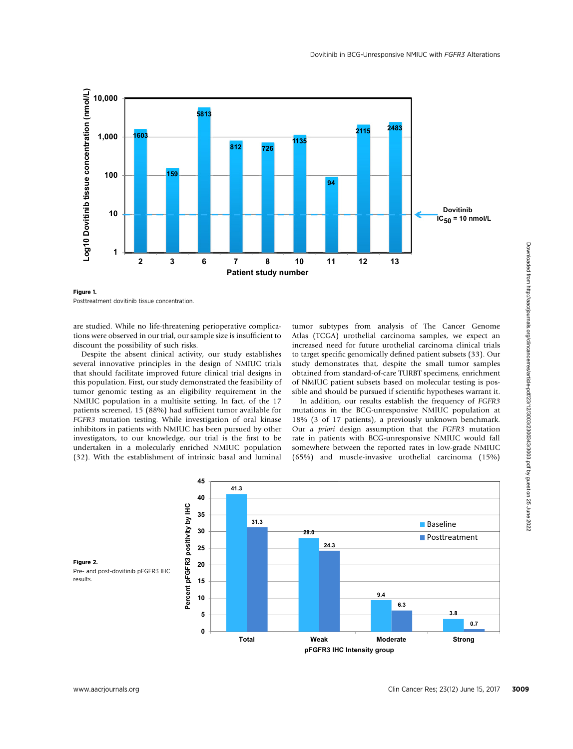**Figure 1.**
Posttreatment dovitinib tissue concentration.

are studied. While no life-threatening perioperative complications were observed in our trial, our sample size is insufficient to discount the possibility of such risks.

Despite the absent clinical activity, our study establishes several innovative principles in the design of NMIUC trials that should facilitate improved future clinical trial designs in this population. First, our study demonstrated the feasibility of tumor genomic testing as an eligibility requirement in the NMIUC population in a multisite setting. In fact, of the 17 patients screened, 15 (88%) had sufficient tumor available for *FGFR3* mutation testing. While investigation of oral kinase inhibitors in patients with NMIUC has been pursued by other investigators, to our knowledge, our trial is the first to be undertaken in a molecularly enriched NMIUC population (32). With the establishment of intrinsic basal and luminal tumor subtypes from analysis of The Cancer Genome Atlas (TCGA) urothelial carcinoma samples, we expect an increased need for future urothelial carcinoma clinical trials to target specific genomically defined patient subsets (33). Our study demonstrates that, despite the small tumor samples obtained from standard-of-care TURBT specimens, enrichment of NMIUC patient subsets based on molecular testing is possible and should be pursued if scientific hypotheses warrant it.

In addition, our results establish the frequency of *FGFR3* mutations in the BCG-unresponsive NMIUC population at 18% (3 of 17 patients), a previously unknown benchmark. Our *a priori* design assumption that the *FGFR3* mutation rate in patients with BCG-unresponsive NMIUC would fall somewhere between the reported rates in low-grade NMIUC (65%) and muscle-invasive urothelial carcinoma (15%)

**Figure 2.**
Pre- and post-dovitinib pFGFR3 IHC results.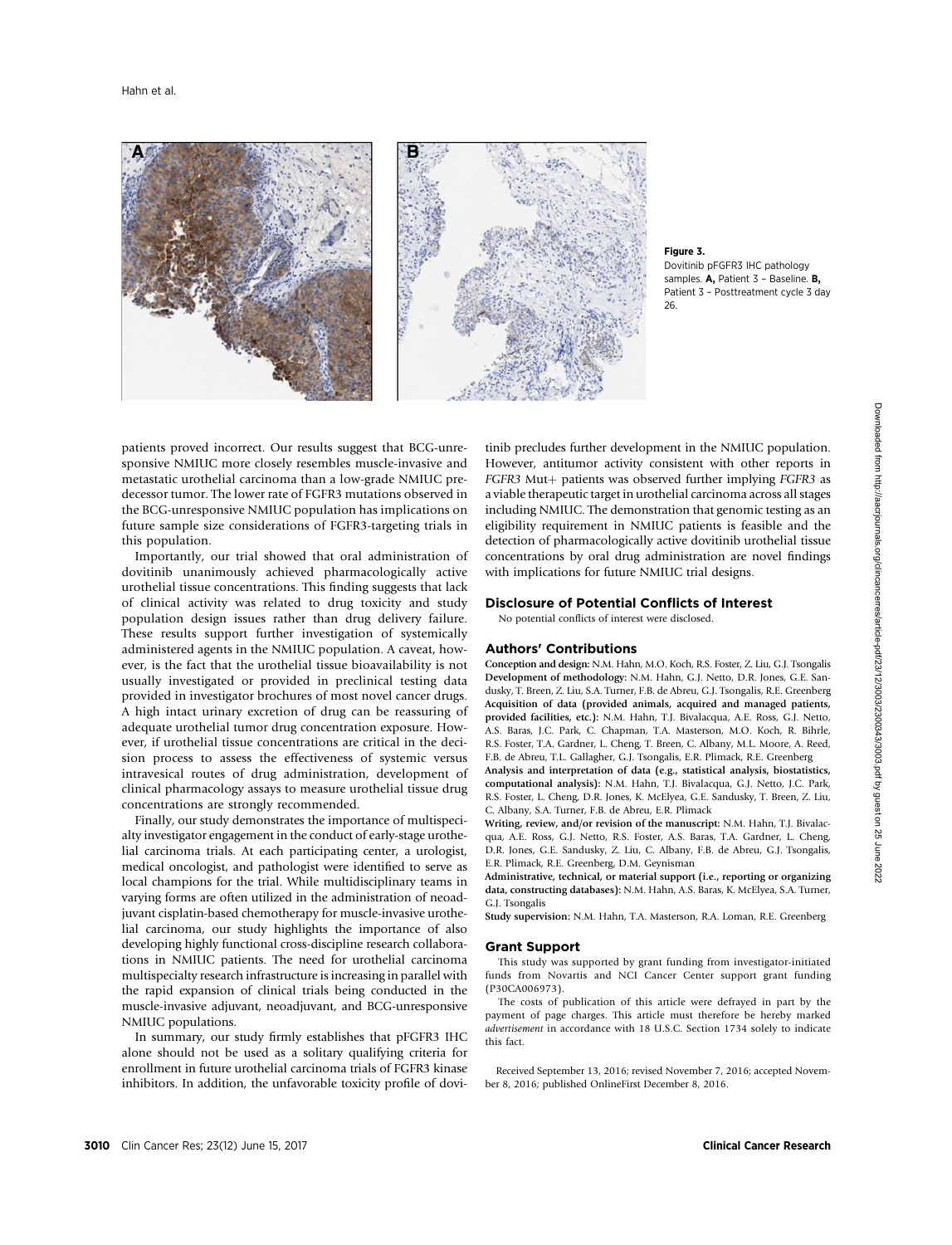Figure 3.
Dovitinib pFGFR3 IHC pathology samples. **A,** Patient 3 – Baseline. **B,** Patient 3 – Posttreatment cycle 3 day 26.

patients proved incorrect. Our results suggest that BCG-unresponsive NMIUC more closely resembles muscle-invasive and metastatic urothelial carcinoma than a low-grade NMIUC predecessor tumor. The lower rate of FGFR3 mutations observed in the BCG-unresponsive NMIUC population has implications on future sample size considerations of FGFR3-targeting trials in this population.

Importantly, our trial showed that oral administration of dovitinib unanimously achieved pharmacologically active urothelial tissue concentrations. This finding suggests that lack of clinical activity was related to drug toxicity and study population design issues rather than drug delivery failure. These results support further investigation of systemically administered agents in the NMIUC population. A caveat, however, is the fact that the urothelial tissue bioavailability is not usually investigated or provided in preclinical testing data provided in investigator brochures of most novel cancer drugs. A high intact urinary excretion of drug can be reassuring of adequate urothelial tumor drug concentration exposure. However, if urothelial tissue concentrations are critical in the decision process to assess the effectiveness of systemic versus intravesical routes of drug administration, development of clinical pharmacology assays to measure urothelial tissue drug concentrations are strongly recommended.

Finally, our study demonstrates the importance of multispecialty investigator engagement in the conduct of early-stage urothelial carcinoma trials. At each participating center, a urologist, medical oncologist, and pathologist were identified to serve as local champions for the trial. While multidisciplinary teams in varying forms are often utilized in the administration of neoadjuvant cisplatin-based chemotherapy for muscle-invasive urothelial carcinoma, our study highlights the importance of also developing highly functional cross-discipline research collaborations in NMIUC patients. The need for urothelial carcinoma multispecialty research infrastructure is increasing in parallel with the rapid expansion of clinical trials being conducted in the muscle-invasive adjuvant, neoadjuvant, and BCG-unresponsive NMIUC populations.

In summary, our study firmly establishes that pFGFR3 IHC alone should not be used as a solitary qualifying criteria for enrollment in future urothelial carcinoma trials of FGFR3 kinase inhibitors. In addition, the unfavorable toxicity profile of dovitinib precludes further development in the NMIUC population. However, antitumor activity consistent with other reports in *FGFR3* Mut+ patients was observed further implying *FGFR3* as a viable therapeutic target in urothelial carcinoma across all stages including NMIUC. The demonstration that genomic testing as an eligibility requirement in NMIUC patients is feasible and the detection of pharmacologically active dovitinib urothelial tissue concentrations by oral drug administration are novel findings with implications for future NMIUC trial designs.

## Disclosure of Potential Conflicts of Interest

No potential conflicts of interest were disclosed.

## Authors' Contributions

**Conception and design:** N.M. Hahn, M.O. Koch, R.S. Foster, Z. Liu, G.J. Tsongalis
**Development of methodology:** N.M. Hahn, G.J. Netto, D.R. Jones, G.E. Sandusky, T. Breen, Z. Liu, S.A. Turner, F.B. de Abreu, G.J. Tsongalis, R.E. Greenberg
**Acquisition of data (provided animals, acquired and managed patients, provided facilities, etc.):** N.M. Hahn, T.J. Bivalacqua, A.E. Ross, G.J. Netto, A.S. Baras, J.C. Park, C. Chapman, T.A. Masterson, M.O. Koch, R. Bihrle, R.S. Foster, T.A. Gardner, L. Cheng, T. Breen, C. Albany, M.L. Moore, A. Reed, F.B. de Abreu, T.L. Gallagher, G.J. Tsongalis, E.R. Plimack, R.E. Greenberg
**Analysis and interpretation of data (e.g., statistical analysis, biostatistics, computational analysis):** N.M. Hahn, T.J. Bivalacqua, G.J. Netto, J.C. Park, R.S. Foster, L. Cheng, D.R. Jones, K. McElyea, G.E. Sandusky, T. Breen, Z. Liu, C. Albany, S.A. Turner, F.B. de Abreu, E.R. Plimack
**Writing, review, and/or revision of the manuscript:** N.M. Hahn, T.J. Bivalacqua, A.E. Ross, G.J. Netto, R.S. Foster, A.S. Baras, T.A. Gardner, L. Cheng, D.R. Jones, G.E. Sandusky, Z. Liu, C. Albany, F.B. de Abreu, G.J. Tsongalis, E.R. Plimack, R.E. Greenberg, D.M. Geynisman
**Administrative, technical, or material support (i.e., reporting or organizing data, constructing databases):** N.M. Hahn, A.S. Baras, K. McElyea, S.A. Turner, G.J. Tsongalis
**Study supervision:** N.M. Hahn, T.A. Masterson, R.A. Loman, R.E. Greenberg

## Grant Support

This study was supported by grant funding from investigator-initiated funds from Novartis and NCI Cancer Center support grant funding (P30CA006973).

The costs of publication of this article were defrayed in part by the payment of page charges. This article must therefore be hereby marked *advertisement* in accordance with 18 U.S.C. Section 1734 solely to indicate this fact.

Received September 13, 2016; revised November 7, 2016; accepted November 8, 2016; published OnlineFirst December 8, 2016.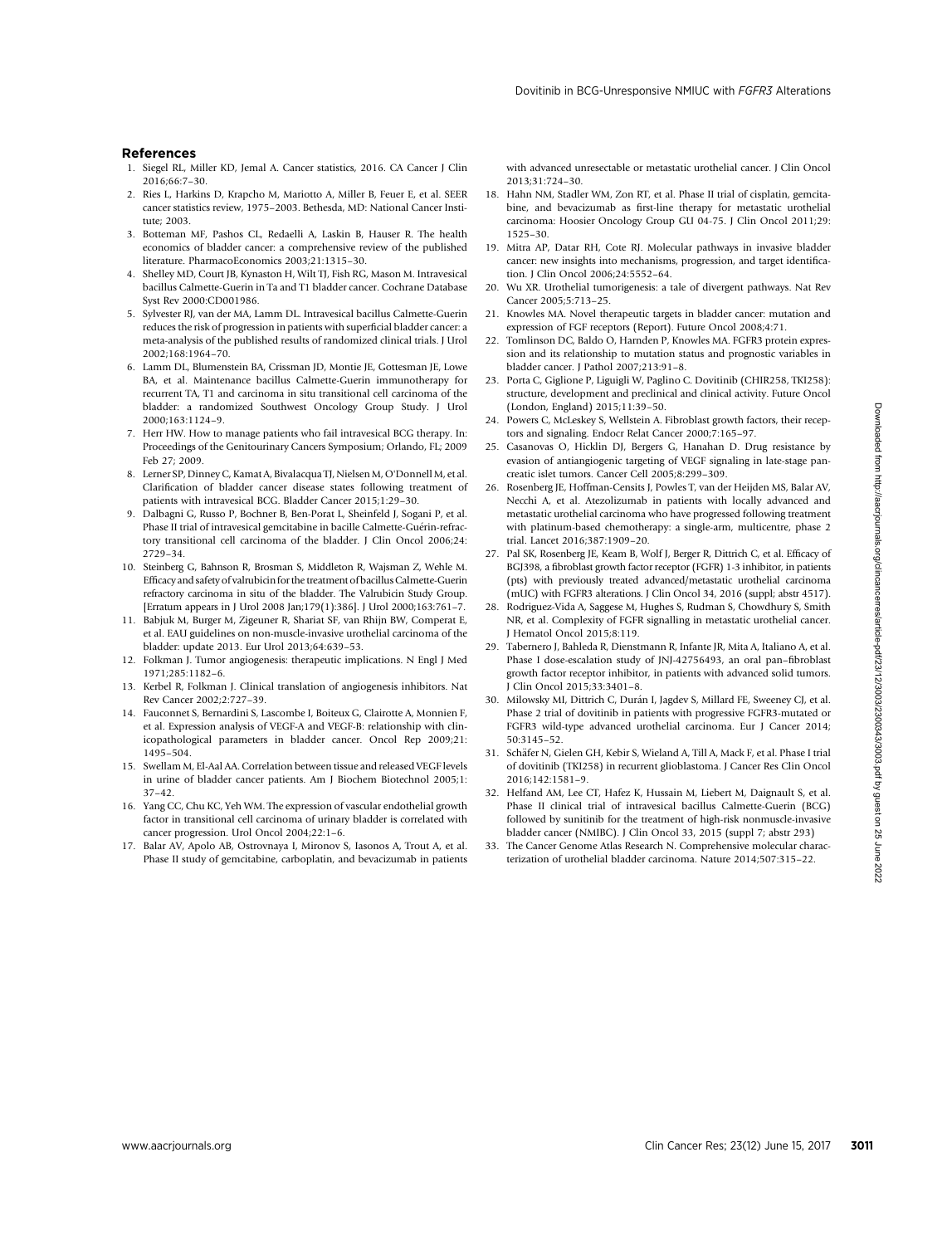## References

1. Siegel RL, Miller KD, Jemal A. Cancer statistics, 2016. CA Cancer J Clin 2016;66:7–30.
2. Ries L, Harkins D, Krapcho M, Mariotto A, Miller B, Feuer E, et al. SEER cancer statistics review, 1975–2003. Bethesda, MD: National Cancer Institute; 2003.
3. Botteman MF, Pashos CL, Redaelli A, Laskin B, Hauser R. The health economics of bladder cancer: a comprehensive review of the published literature. PharmacoEconomics 2003;21:1315–30.
4. Shelley MD, Court JB, Kynaston H, Wilt TJ, Fish RG, Mason M. Intravesical bacillus Calmette-Guerin in Ta and T1 bladder cancer. Cochrane Database Syst Rev 2000:CD001986.
5. Sylvester RJ, van der MA, Lamm DL. Intravesical bacillus Calmette-Guerin reduces the risk of progression in patients with superficial bladder cancer: a meta-analysis of the published results of randomized clinical trials. J Urol 2002;168:1964–70.
6. Lamm DL, Blumenstein BA, Crissman JD, Montie JE, Gottesman JE, Lowe BA, et al. Maintenance bacillus Calmette-Guerin immunotherapy for recurrent TA, T1 and carcinoma in situ transitional cell carcinoma of the bladder: a randomized Southwest Oncology Group Study. J Urol 2000;163:1124–9.
7. Herr HW. How to manage patients who fail intravesical BCG therapy. In: Proceedings of the Genitourinary Cancers Symposium; Orlando, FL; 2009 Feb 27; 2009.
8. Lerner SP, Dinney C, Kamat A, Bivalacqua TJ, Nielsen M, O'Donnell M, et al. Clarification of bladder cancer disease states following treatment of patients with intravesical BCG. Bladder Cancer 2015;1:29–30.
9. Dalbagni G, Russo P, Bochner B, Ben-Porat L, Sheinfeld J, Sogani P, et al. Phase II trial of intravesical gemcitabine in bacille Calmette-Guérin-refractory transitional cell carcinoma of the bladder. J Clin Oncol 2006;24: 2729–34.
10. Steinberg G, Bahnson R, Brosman S, Middleton R, Wajsman Z, Wehle M. Efficacy and safety of valrubicin for the treatment of bacillus Calmette-Guerin refractory carcinoma in situ of the bladder. The Valrubicin Study Group. [Erratum appears in J Urol 2008 Jan;179(1):386]. J Urol 2000;163:761–7.
11. Babjuk M, Burger M, Zigeuner R, Shariat SF, van Rhijn BW, Comperat E, et al. EAU guidelines on non-muscle-invasive urothelial carcinoma of the bladder: update 2013. Eur Urol 2013;64:639–53.
12. Folkman J. Tumor angiogenesis: therapeutic implications. N Engl J Med 1971;285:1182–6.
13. Kerbel R, Folkman J. Clinical translation of angiogenesis inhibitors. Nat Rev Cancer 2002;2:727–39.
14. Fauconnet S, Bernardini S, Lascombe I, Boiteux G, Clairotte A, Monnien F, et al. Expression analysis of VEGF-A and VEGF-B: relationship with clinicopathological parameters in bladder cancer. Oncol Rep 2009;21: 1495–504.
15. Swellam M, El-Aal AA. Correlation between tissue and released VEGF levels in urine of bladder cancer patients. Am J Biochem Biotechnol 2005;1: 37–42.
16. Yang CC, Chu KC, Yeh WM. The expression of vascular endothelial growth factor in transitional cell carcinoma of urinary bladder is correlated with cancer progression. Urol Oncol 2004;22:1–6.
17. Balar AV, Apolo AB, Ostrovnaya I, Mironov S, Iasonos A, Trout A, et al. Phase II study of gemcitabine, carboplatin, and bevacizumab in patients with advanced unresectable or metastatic urothelial cancer. J Clin Oncol 2013;31:724–30.
18. Hahn NM, Stadler WM, Zon RT, et al. Phase II trial of cisplatin, gemcitabine, and bevacizumab as first-line therapy for metastatic urothelial carcinoma: Hoosier Oncology Group GU 04-75. J Clin Oncol 2011;29: 1525–30.
19. Mitra AP, Datar RH, Cote RJ. Molecular pathways in invasive bladder cancer: new insights into mechanisms, progression, and target identification. J Clin Oncol 2006;24:5552–64.
20. Wu XR. Urothelial tumorigenesis: a tale of divergent pathways. Nat Rev Cancer 2005;5:713–25.
21. Knowles MA. Novel therapeutic targets in bladder cancer: mutation and expression of FGF receptors (Report). Future Oncol 2008;4:71.
22. Tomlinson DC, Baldo O, Harnden P, Knowles MA. FGFR3 protein expression and its relationship to mutation status and prognostic variables in bladder cancer. J Pathol 2007;213:91–8.
23. Porta C, Giglione P, Liguigli W, Paglino C. Dovitinib (CHIR258, TKI258): structure, development and preclinical and clinical activity. Future Oncol (London, England) 2015;11:39–50.
24. Powers C, McLeskey S, Wellstein A. Fibroblast growth factors, their receptors and signaling. Endocr Relat Cancer 2000;7:165–97.
25. Casanovas O, Hicklin DJ, Bergers G, Hanahan D. Drug resistance by evasion of antiangiogenic targeting of VEGF signaling in late-stage pancreatic islet tumors. Cancer Cell 2005;8:299–309.
26. Rosenberg JE, Hoffman-Censits J, Powles T, van der Heijden MS, Balar AV, Necchi A, et al. Atezolizumab in patients with locally advanced and metastatic urothelial carcinoma who have progressed following treatment with platinum-based chemotherapy: a single-arm, multicentre, phase 2 trial. Lancet 2016;387:1909–20.
27. Pal SK, Rosenberg JE, Keam B, Wolf J, Berger R, Dittrich C, et al. Efficacy of BGJ398, a fibroblast growth factor receptor (FGFR) 1-3 inhibitor, in patients (pts) with previously treated advanced/metastatic urothelial carcinoma (mUC) with FGFR3 alterations. J Clin Oncol 34, 2016 (suppl; abstr 4517).
28. Rodriguez-Vida A, Saggese M, Hughes S, Rudman S, Chowdhury S, Smith NR, et al. Complexity of FGFR signalling in metastatic urothelial cancer. J Hematol Oncol 2015;8:119.
29. Tabernero J, Bahleda R, Dienstmann R, Infante JR, Mita A, Italiano A, et al. Phase I dose-escalation study of JNJ-42756493, an oral pan–fibroblast growth factor receptor inhibitor, in patients with advanced solid tumors. J Clin Oncol 2015;33:3401–8.
30. Milowsky MI, Dittrich C, Durán I, Jagdev S, Millard FE, Sweeney CJ, et al. Phase 2 trial of dovitinib in patients with progressive FGFR3-mutated or FGFR3 wild-type advanced urothelial carcinoma. Eur J Cancer 2014; 50:3145–52.
31. Schäfer N, Gielen GH, Kebir S, Wieland A, Till A, Mack F, et al. Phase I trial of dovitinib (TKI258) in recurrent glioblastoma. J Cancer Res Clin Oncol 2016;142:1581–9.
32. Helfand AM, Lee CT, Hafez K, Hussain M, Liebert M, Daignault S, et al. Phase II clinical trial of intravesical bacillus Calmette-Guerin (BCG) followed by sunitinib for the treatment of high-risk nonmuscle-invasive bladder cancer (NMIBC). J Clin Oncol 33, 2015 (suppl 7; abstr 293)
33. The Cancer Genome Atlas Research N. Comprehensive molecular characterization of urothelial bladder carcinoma. Nature 2014;507:315–22.